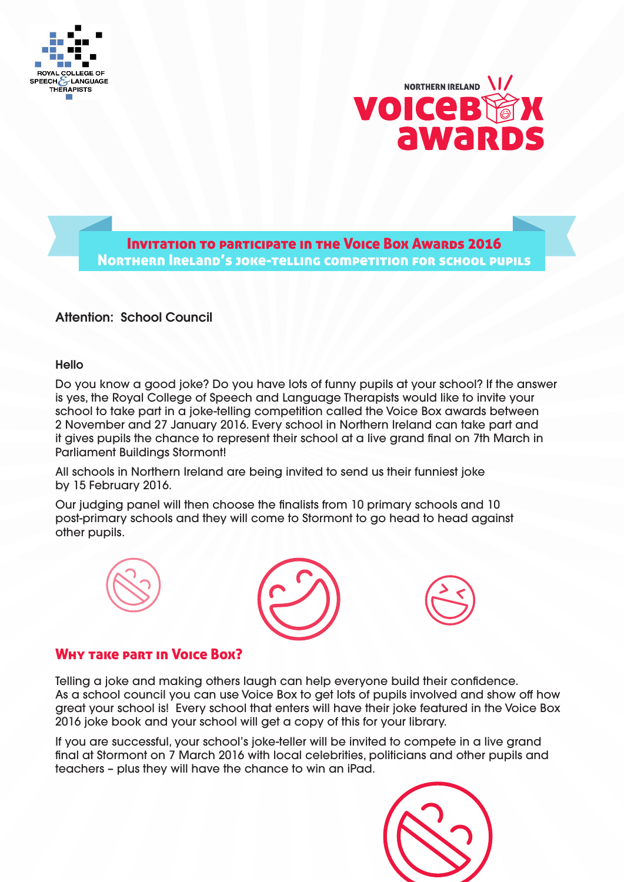ROYAL COLLEGE OF SPEECH & LANGUAGE THERAPISTS

NORTHERN IRELAND VOICEBOX AWARDS

# Invitation to participate in the Voice Box Awards 2016
## Northern Ireland's joke-telling competition for school pupils

Attention: School Council

Hello

Do you know a good joke? Do you have lots of funny pupils at your school? If the answer is yes, the Royal College of Speech and Language Therapists would like to invite your school to take part in a joke-telling competition called the Voice Box awards between 2 November and 27 January 2016. Every school in Northern Ireland can take part and it gives pupils the chance to represent their school at a live grand final on 7th March in Parliament Buildings Stormont!

All schools in Northern Ireland are being invited to send us their funniest joke by 15 February 2016.

Our judging panel will then choose the finalists from 10 primary schools and 10 post-primary schools and they will come to Stormont to go head to head against other pupils.

## Why take part in Voice Box?

Telling a joke and making others laugh can help everyone build their confidence. As a school council you can use Voice Box to get lots of pupils involved and show off how great your school is! Every school that enters will have their joke featured in the Voice Box 2016 joke book and your school will get a copy of this for your library.

If you are successful, your school's joke-teller will be invited to compete in a live grand final at Stormont on 7 March 2016 with local celebrities, politicians and other pupils and teachers – plus they will have the chance to win an iPad.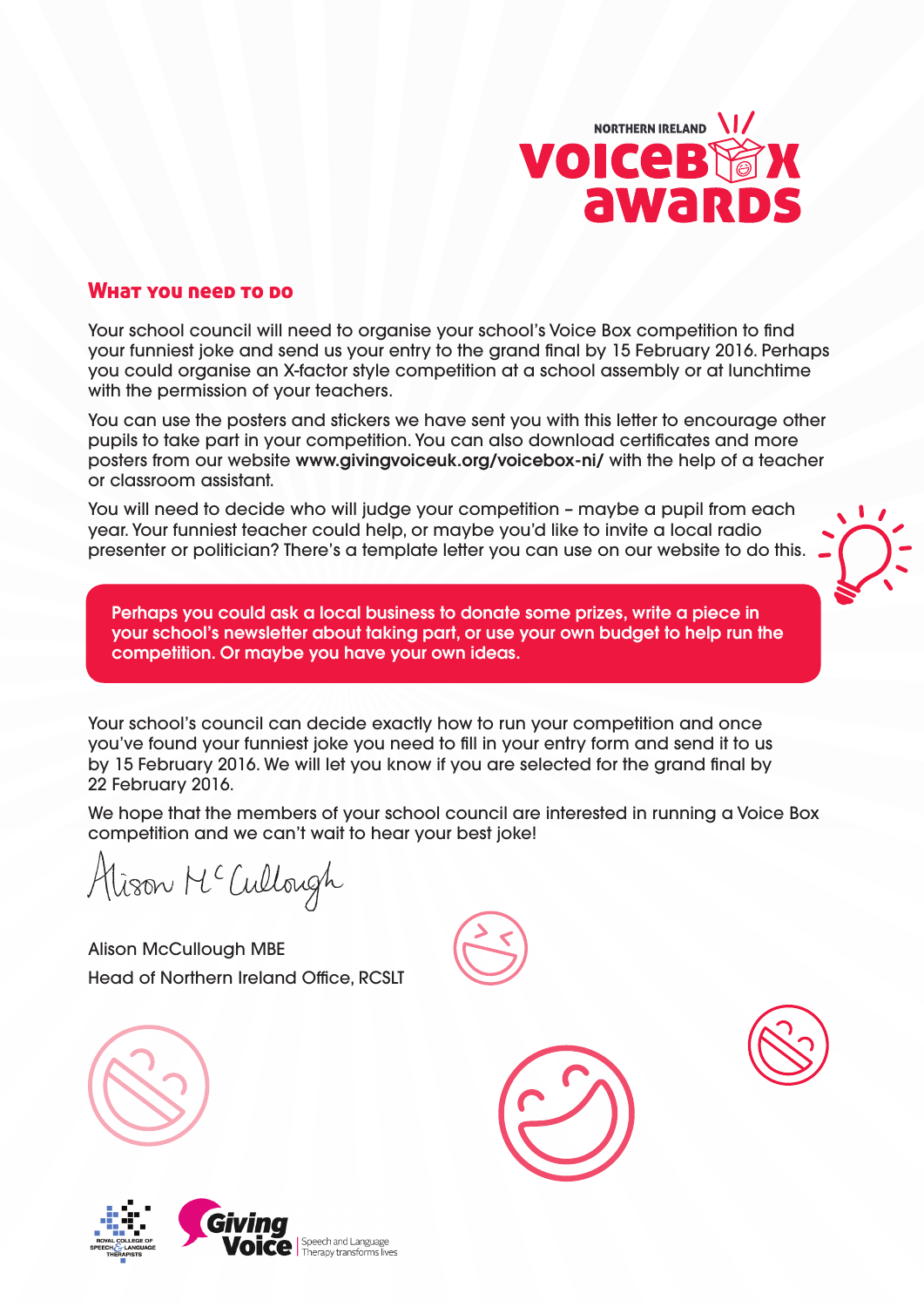NORTHERN IRELAND VOICEBOX AWARDS

## What you need to do

Your school council will need to organise your school's Voice Box competition to find your funniest joke and send us your entry to the grand final by 15 February 2016. Perhaps you could organise an X-factor style competition at a school assembly or at lunchtime with the permission of your teachers.

You can use the posters and stickers we have sent you with this letter to encourage other pupils to take part in your competition. You can also download certificates and more posters from our website **www.givingvoiceuk.org/voicebox-ni/** with the help of a teacher or classroom assistant.

You will need to decide who will judge your competition – maybe a pupil from each year. Your funniest teacher could help, or maybe you'd like to invite a local radio presenter or politician? There's a template letter you can use on our website to do this.

**Perhaps you could ask a local business to donate some prizes, write a piece in your school's newsletter about taking part, or use your own budget to help run the competition. Or maybe you have your own ideas.**

Your school's council can decide exactly how to run your competition and once you've found your funniest joke you need to fill in your entry form and send it to us by 15 February 2016. We will let you know if you are selected for the grand final by 22 February 2016.

We hope that the members of your school council are interested in running a Voice Box competition and we can't wait to hear your best joke!

*Alison McCullough*

Alison McCullough MBE
Head of Northern Ireland Office, RCSLT

ROYAL COLLEGE OF SPEECH & LANGUAGE THERAPISTS

Giving Voice — Speech and Language Therapy transforms lives